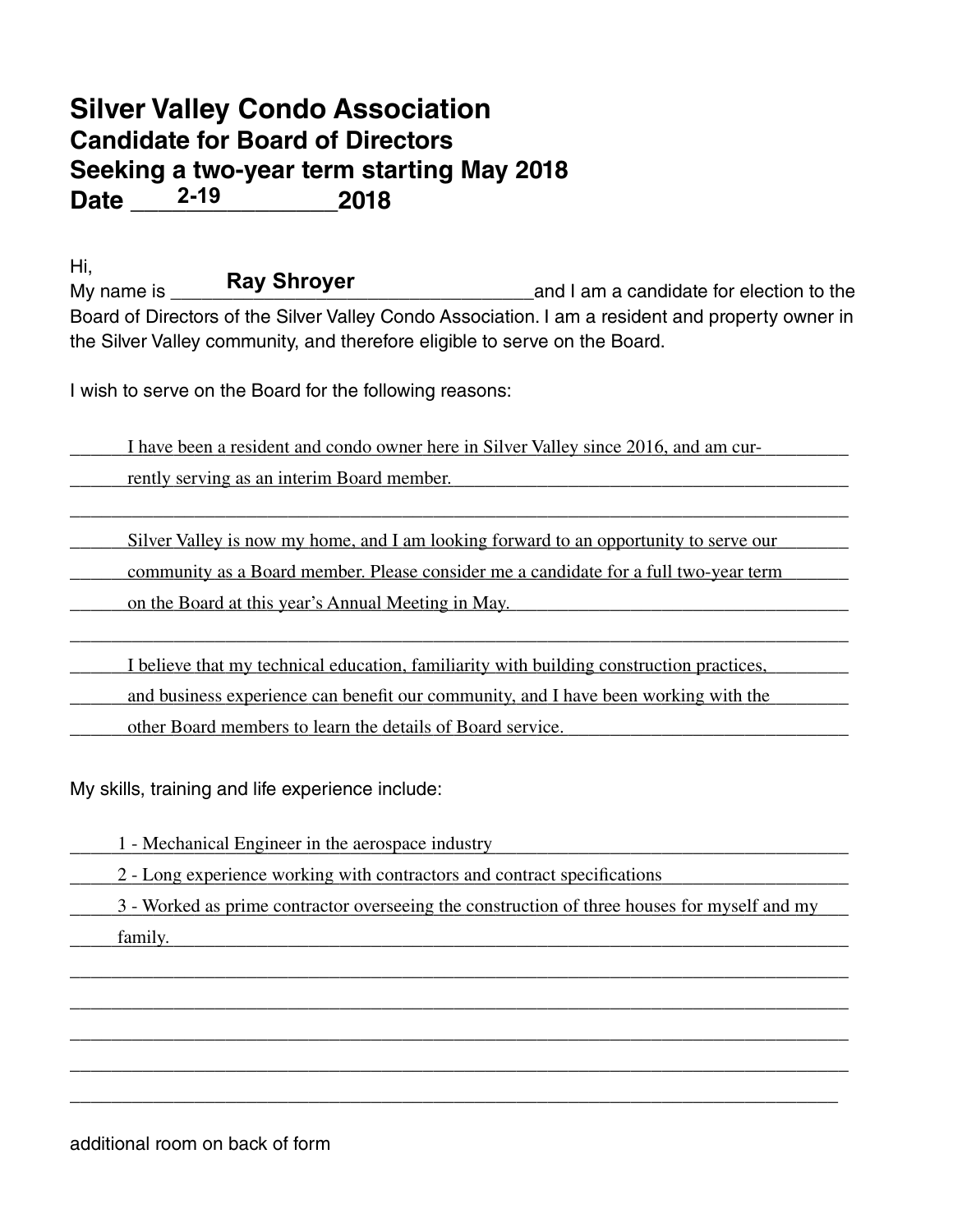# Silver Valley Condo Association
## Candidate for Board of Directors
## Seeking a two-year term starting May 2018
## Date 2-19 2018

Hi,

My name is Ray Shroyer and I am a candidate for election to the Board of Directors of the Silver Valley Condo Association. I am a resident and property owner in the Silver Valley community, and therefore eligible to serve on the Board.

I wish to serve on the Board for the following reasons:

I have been a resident and condo owner here in Silver Valley since 2016, and am currently serving as an interim Board member.

Silver Valley is now my home, and I am looking forward to an opportunity to serve our community as a Board member. Please consider me a candidate for a full two-year term on the Board at this year's Annual Meeting in May.

I believe that my technical education, familiarity with building construction practices, and business experience can benefit our community, and I have been working with the other Board members to learn the details of Board service.

My skills, training and life experience include:

1 - Mechanical Engineer in the aerospace industry

2 - Long experience working with contractors and contract specifications

3 - Worked as prime contractor overseeing the construction of three houses for myself and my family.

additional room on back of form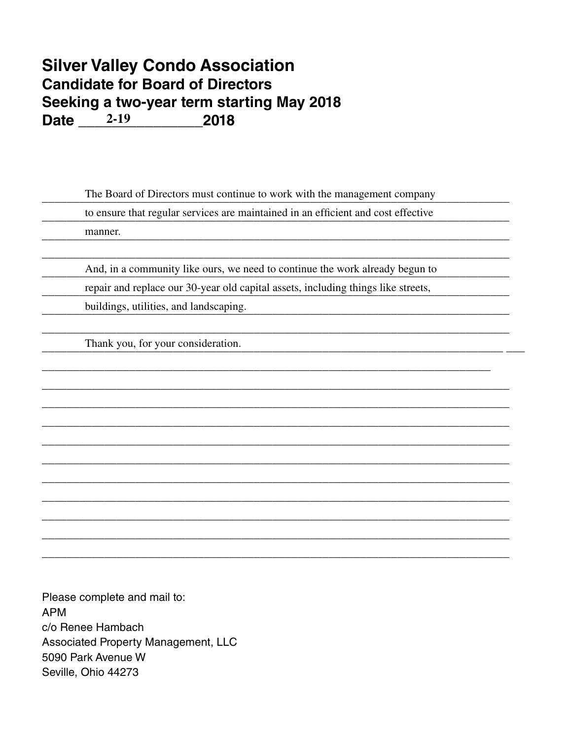# Silver Valley Condo Association
## Candidate for Board of Directors
## Seeking a two-year term starting May 2018
## Date 2-19 2018

The Board of Directors must continue to work with the management company to ensure that regular services are maintained in an efficient and cost effective manner.

And, in a community like ours, we need to continue the work already begun to repair and replace our 30-year old capital assets, including things like streets, buildings, utilities, and landscaping.

Thank you, for your consideration.

Please complete and mail to:
APM
c/o Renee Hambach
Associated Property Management, LLC
5090 Park Avenue W
Seville, Ohio 44273